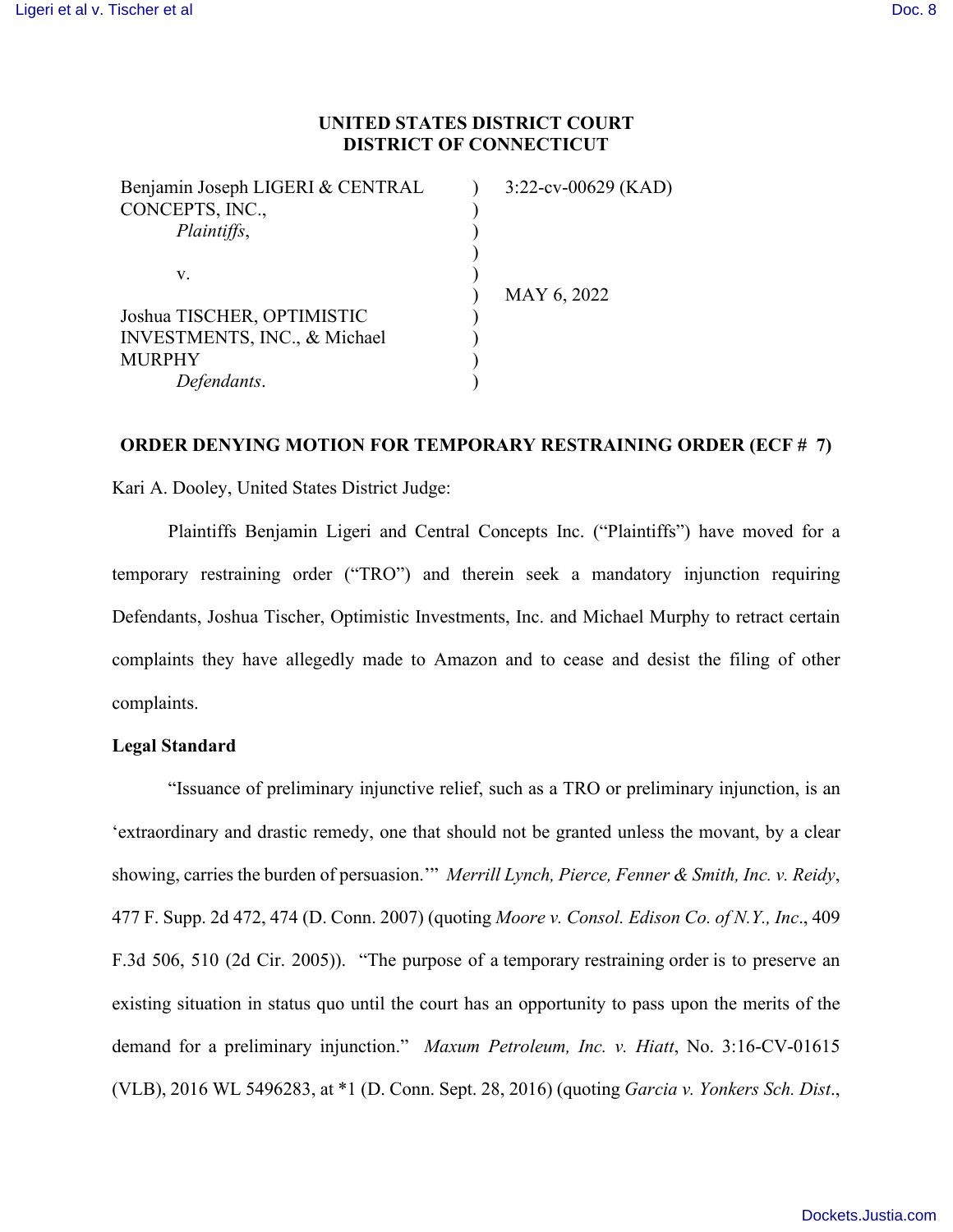**UNITED STATES DISTRICT COURT**
**DISTRICT OF CONNECTICUT**

| | | |
|---|---|---|
| Benjamin Joseph LIGERI & CENTRAL CONCEPTS, INC., *Plaintiffs*, | ) | 3:22-cv-00629 (KAD) |
| v. | ) | |
| Joshua TISCHER, OPTIMISTIC INVESTMENTS, INC., & Michael MURPHY *Defendants*. | ) | MAY 6, 2022 |

**ORDER DENYING MOTION FOR TEMPORARY RESTRAINING ORDER (ECF # 7)**

Kari A. Dooley, United States District Judge:

Plaintiffs Benjamin Ligeri and Central Concepts Inc. ("Plaintiffs") have moved for a temporary restraining order ("TRO") and therein seek a mandatory injunction requiring Defendants, Joshua Tischer, Optimistic Investments, Inc. and Michael Murphy to retract certain complaints they have allegedly made to Amazon and to cease and desist the filing of other complaints.

**Legal Standard**

"Issuance of preliminary injunctive relief, such as a TRO or preliminary injunction, is an 'extraordinary and drastic remedy, one that should not be granted unless the movant, by a clear showing, carries the burden of persuasion.'" *Merrill Lynch, Pierce, Fenner & Smith, Inc. v. Reidy*, 477 F. Supp. 2d 472, 474 (D. Conn. 2007) (quoting *Moore v. Consol. Edison Co. of N.Y., Inc*., 409 F.3d 506, 510 (2d Cir. 2005)). "The purpose of a temporary restraining order is to preserve an existing situation in status quo until the court has an opportunity to pass upon the merits of the demand for a preliminary injunction." *Maxum Petroleum, Inc. v. Hiatt*, No. 3:16-CV-01615 (VLB), 2016 WL 5496283, at *1 (D. Conn. Sept. 28, 2016) (quoting *Garcia v. Yonkers Sch. Dist*.,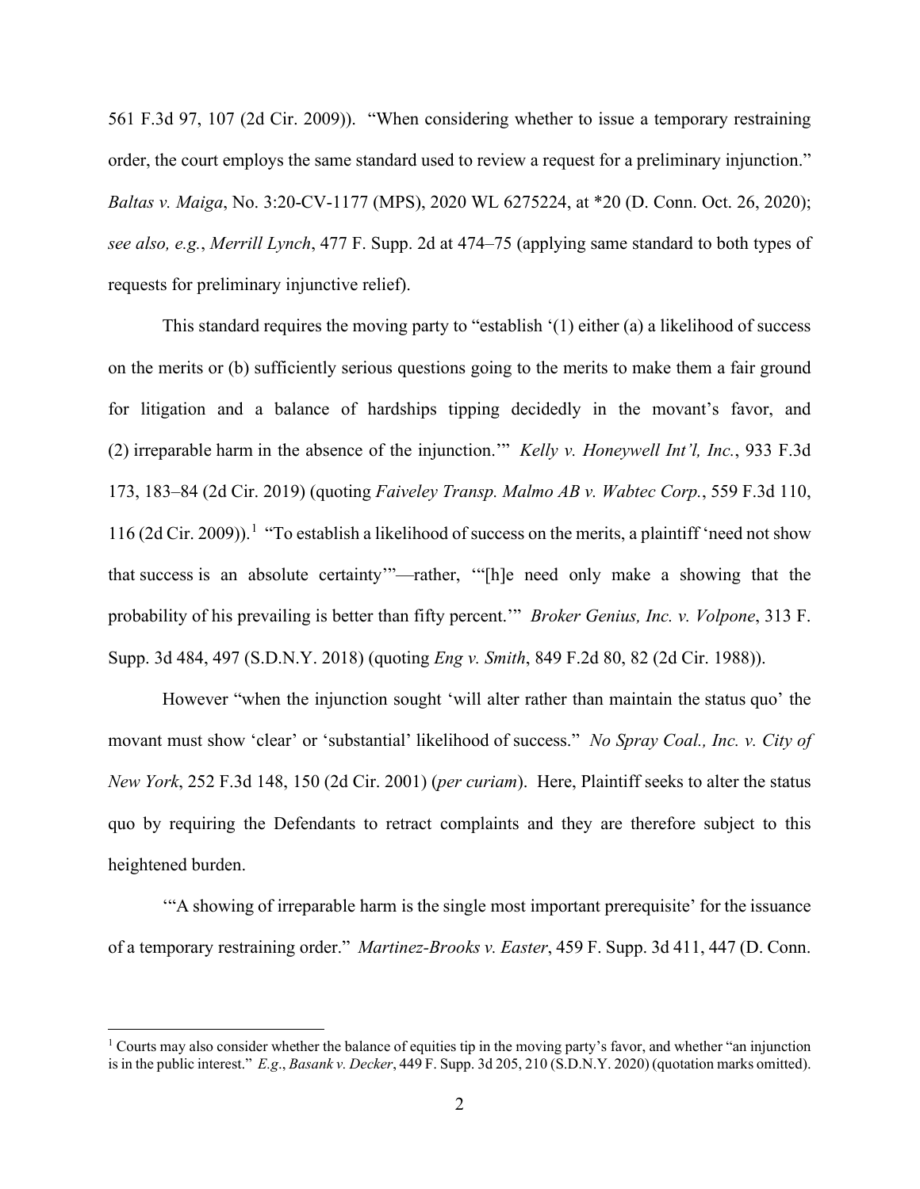561 F.3d 97, 107 (2d Cir. 2009)). "When considering whether to issue a temporary restraining order, the court employs the same standard used to review a request for a preliminary injunction." *Baltas v. Maiga*, No. 3:20-CV-1177 (MPS), 2020 WL 6275224, at *20 (D. Conn. Oct. 26, 2020); *see also, e.g.*, *Merrill Lynch*, 477 F. Supp. 2d at 474–75 (applying same standard to both types of requests for preliminary injunctive relief).

This standard requires the moving party to "establish '(1) either (a) a likelihood of success on the merits or (b) sufficiently serious questions going to the merits to make them a fair ground for litigation and a balance of hardships tipping decidedly in the movant's favor, and (2) irreparable harm in the absence of the injunction.'" *Kelly v. Honeywell Int'l, Inc.*, 933 F.3d 173, 183–84 (2d Cir. 2019) (quoting *Faiveley Transp. Malmo AB v. Wabtec Corp.*, 559 F.3d 110, 116 (2d Cir. 2009)).[1] "To establish a likelihood of success on the merits, a plaintiff 'need not show that success is an absolute certainty'"—rather, '"[h]e need only make a showing that the probability of his prevailing is better than fifty percent.'" *Broker Genius, Inc. v. Volpone*, 313 F. Supp. 3d 484, 497 (S.D.N.Y. 2018) (quoting *Eng v. Smith*, 849 F.2d 80, 82 (2d Cir. 1988)).

However "when the injunction sought 'will alter rather than maintain the status quo' the movant must show 'clear' or 'substantial' likelihood of success." *No Spray Coal., Inc. v. City of New York*, 252 F.3d 148, 150 (2d Cir. 2001) (*per curiam*). Here, Plaintiff seeks to alter the status quo by requiring the Defendants to retract complaints and they are therefore subject to this heightened burden.

"'A showing of irreparable harm is the single most important prerequisite' for the issuance of a temporary restraining order." *Martinez-Brooks v. Easter*, 459 F. Supp. 3d 411, 447 (D. Conn.

---

[1] Courts may also consider whether the balance of equities tip in the moving party's favor, and whether "an injunction is in the public interest." *E.g.*, *Basank v. Decker*, 449 F. Supp. 3d 205, 210 (S.D.N.Y. 2020) (quotation marks omitted).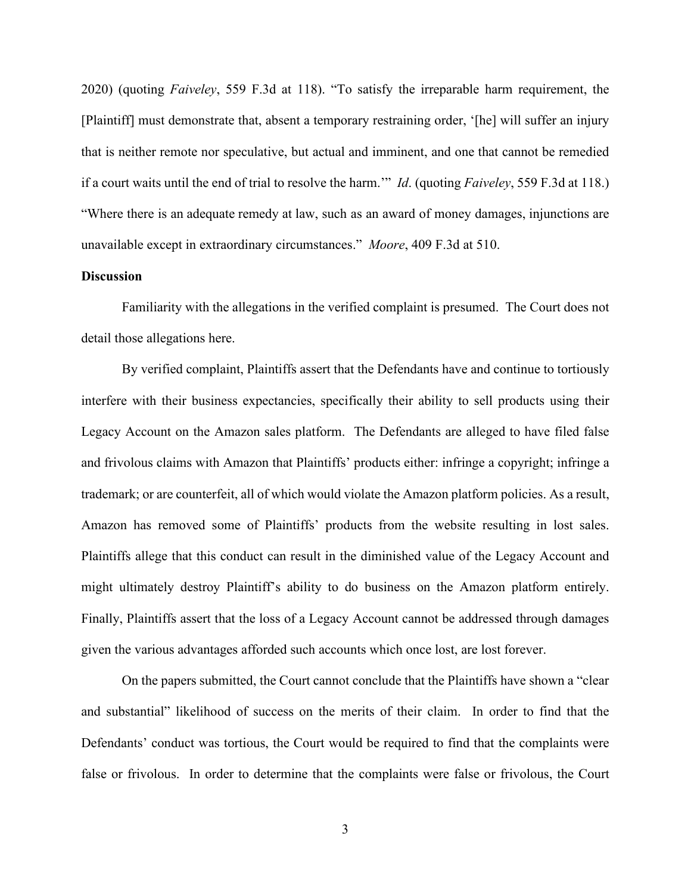2020) (quoting *Faiveley*, 559 F.3d at 118). "To satisfy the irreparable harm requirement, the [Plaintiff] must demonstrate that, absent a temporary restraining order, '[he] will suffer an injury that is neither remote nor speculative, but actual and imminent, and one that cannot be remedied if a court waits until the end of trial to resolve the harm.'" *Id*. (quoting *Faiveley*, 559 F.3d at 118.) "Where there is an adequate remedy at law, such as an award of money damages, injunctions are unavailable except in extraordinary circumstances." *Moore*, 409 F.3d at 510.

**Discussion**

Familiarity with the allegations in the verified complaint is presumed. The Court does not detail those allegations here.

By verified complaint, Plaintiffs assert that the Defendants have and continue to tortiously interfere with their business expectancies, specifically their ability to sell products using their Legacy Account on the Amazon sales platform. The Defendants are alleged to have filed false and frivolous claims with Amazon that Plaintiffs' products either: infringe a copyright; infringe a trademark; or are counterfeit, all of which would violate the Amazon platform policies. As a result, Amazon has removed some of Plaintiffs' products from the website resulting in lost sales. Plaintiffs allege that this conduct can result in the diminished value of the Legacy Account and might ultimately destroy Plaintiff's ability to do business on the Amazon platform entirely. Finally, Plaintiffs assert that the loss of a Legacy Account cannot be addressed through damages given the various advantages afforded such accounts which once lost, are lost forever.

On the papers submitted, the Court cannot conclude that the Plaintiffs have shown a "clear and substantial" likelihood of success on the merits of their claim. In order to find that the Defendants' conduct was tortious, the Court would be required to find that the complaints were false or frivolous. In order to determine that the complaints were false or frivolous, the Court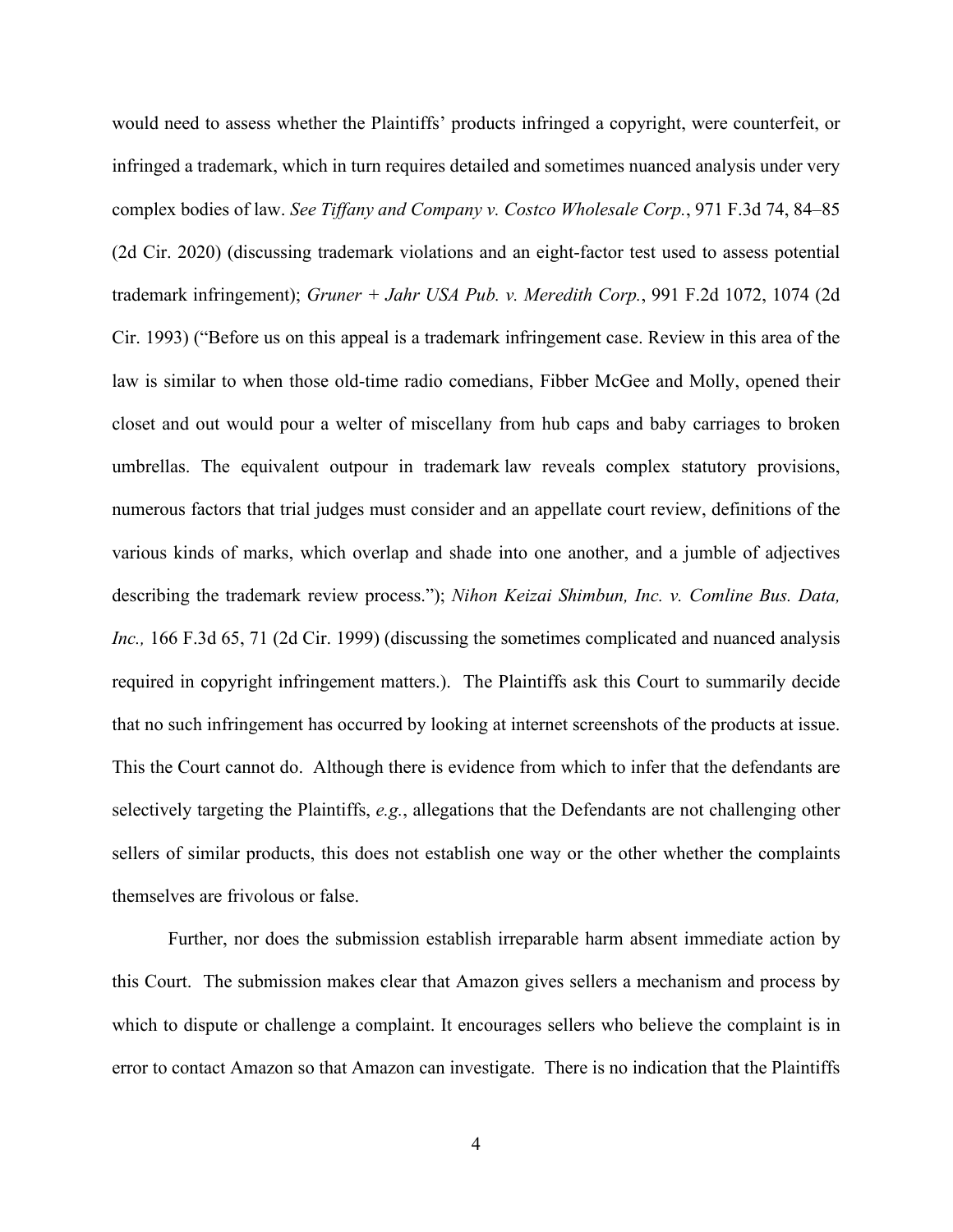would need to assess whether the Plaintiffs' products infringed a copyright, were counterfeit, or infringed a trademark, which in turn requires detailed and sometimes nuanced analysis under very complex bodies of law. *See Tiffany and Company v. Costco Wholesale Corp.*, 971 F.3d 74, 84–85 (2d Cir. 2020) (discussing trademark violations and an eight-factor test used to assess potential trademark infringement); *Gruner + Jahr USA Pub. v. Meredith Corp.*, 991 F.2d 1072, 1074 (2d Cir. 1993) ("Before us on this appeal is a trademark infringement case. Review in this area of the law is similar to when those old-time radio comedians, Fibber McGee and Molly, opened their closet and out would pour a welter of miscellany from hub caps and baby carriages to broken umbrellas. The equivalent outpour in trademark law reveals complex statutory provisions, numerous factors that trial judges must consider and an appellate court review, definitions of the various kinds of marks, which overlap and shade into one another, and a jumble of adjectives describing the trademark review process."); *Nihon Keizai Shimbun, Inc. v. Comline Bus. Data, Inc.,* 166 F.3d 65, 71 (2d Cir. 1999) (discussing the sometimes complicated and nuanced analysis required in copyright infringement matters.). The Plaintiffs ask this Court to summarily decide that no such infringement has occurred by looking at internet screenshots of the products at issue. This the Court cannot do. Although there is evidence from which to infer that the defendants are selectively targeting the Plaintiffs, *e.g.*, allegations that the Defendants are not challenging other sellers of similar products, this does not establish one way or the other whether the complaints themselves are frivolous or false.

Further, nor does the submission establish irreparable harm absent immediate action by this Court. The submission makes clear that Amazon gives sellers a mechanism and process by which to dispute or challenge a complaint. It encourages sellers who believe the complaint is in error to contact Amazon so that Amazon can investigate. There is no indication that the Plaintiffs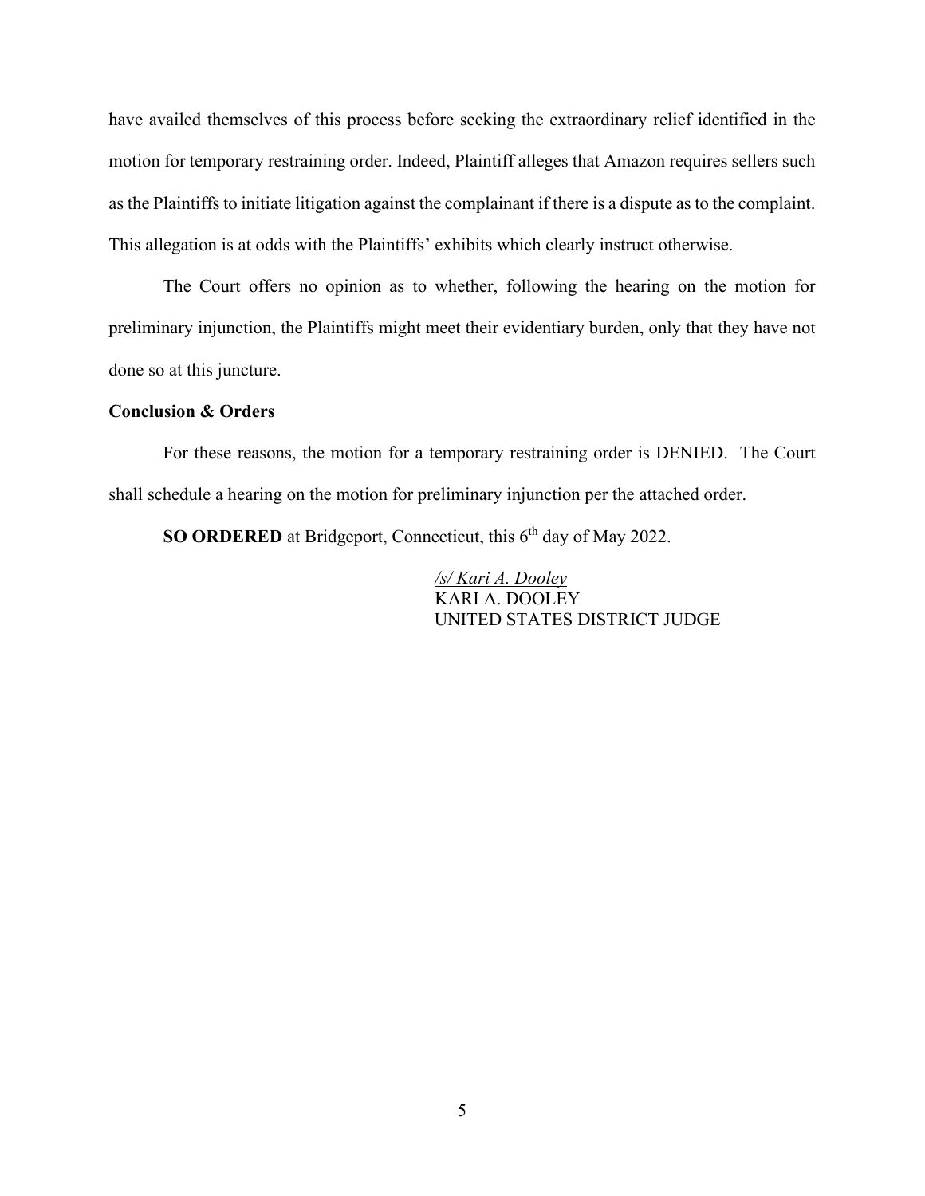have availed themselves of this process before seeking the extraordinary relief identified in the motion for temporary restraining order. Indeed, Plaintiff alleges that Amazon requires sellers such as the Plaintiffs to initiate litigation against the complainant if there is a dispute as to the complaint. This allegation is at odds with the Plaintiffs' exhibits which clearly instruct otherwise.

The Court offers no opinion as to whether, following the hearing on the motion for preliminary injunction, the Plaintiffs might meet their evidentiary burden, only that they have not done so at this juncture.

**Conclusion & Orders**

For these reasons, the motion for a temporary restraining order is DENIED. The Court shall schedule a hearing on the motion for preliminary injunction per the attached order.

**SO ORDERED** at Bridgeport, Connecticut, this 6th day of May 2022.

*<u>/s/ Kari A. Dooley</u>*
KARI A. DOOLEY
UNITED STATES DISTRICT JUDGE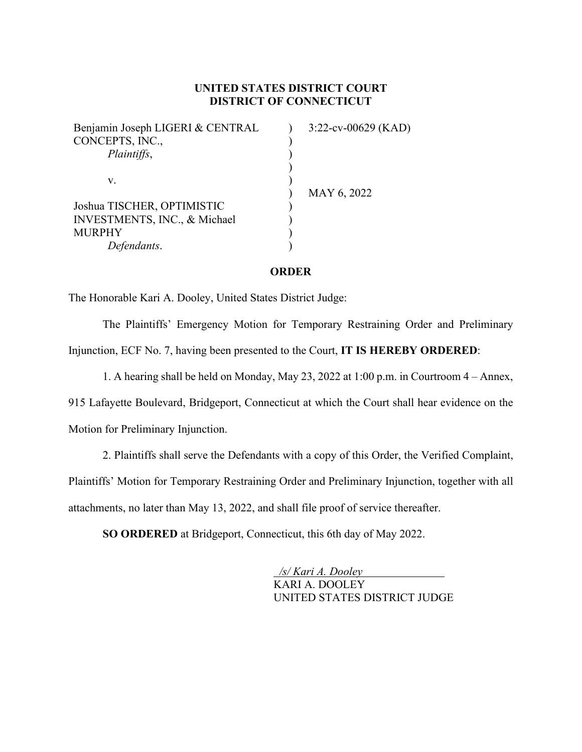**UNITED STATES DISTRICT COURT**
**DISTRICT OF CONNECTICUT**

| | | |
|---|---|---|
| Benjamin Joseph LIGERI & CENTRAL CONCEPTS, INC., *Plaintiffs*, | ) | 3:22-cv-00629 (KAD) |
| v. | ) | |
| Joshua TISCHER, OPTIMISTIC INVESTMENTS, INC., & Michael MURPHY *Defendants*. | ) | MAY 6, 2022 |

**ORDER**

The Honorable Kari A. Dooley, United States District Judge:

The Plaintiffs' Emergency Motion for Temporary Restraining Order and Preliminary Injunction, ECF No. 7, having been presented to the Court, **IT IS HEREBY ORDERED**:

1. A hearing shall be held on Monday, May 23, 2022 at 1:00 p.m. in Courtroom 4 – Annex, 915 Lafayette Boulevard, Bridgeport, Connecticut at which the Court shall hear evidence on the Motion for Preliminary Injunction.

2. Plaintiffs shall serve the Defendants with a copy of this Order, the Verified Complaint, Plaintiffs' Motion for Temporary Restraining Order and Preliminary Injunction, together with all attachments, no later than May 13, 2022, and shall file proof of service thereafter.

**SO ORDERED** at Bridgeport, Connecticut, this 6th day of May 2022.

*/s/ Kari A. Dooley*
KARI A. DOOLEY
UNITED STATES DISTRICT JUDGE